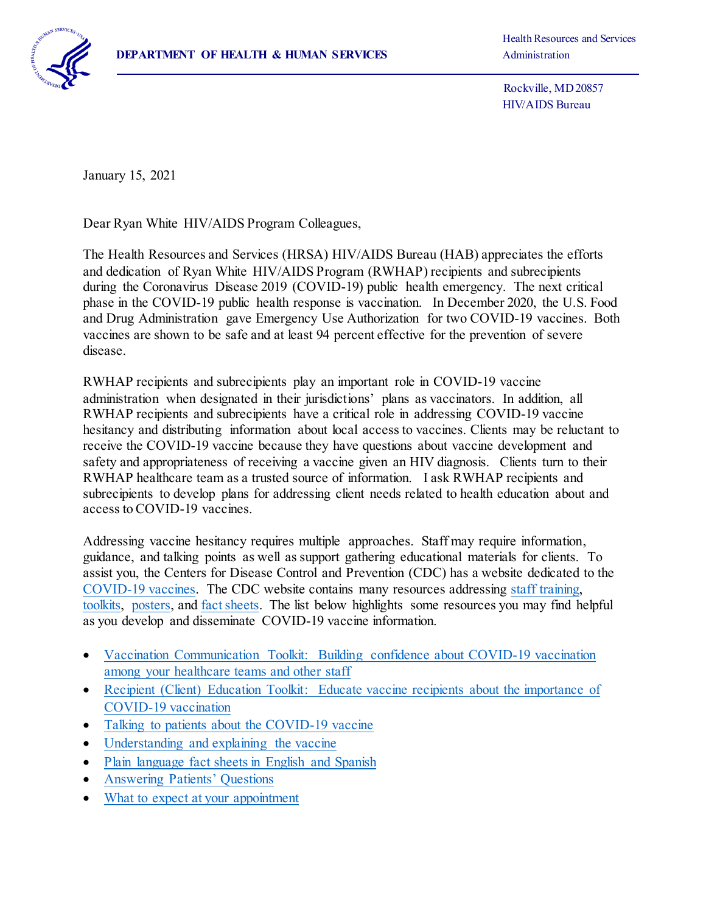**DEPARTMENT OF HEALTH & HUMAN SERVICES**

Health Resources and Services Administration

Rockville, MD 20857
HIV/AIDS Bureau

January 15, 2021

Dear Ryan White HIV/AIDS Program Colleagues,

The Health Resources and Services (HRSA) HIV/AIDS Bureau (HAB) appreciates the efforts and dedication of Ryan White HIV/AIDS Program (RWHAP) recipients and subrecipients during the Coronavirus Disease 2019 (COVID-19) public health emergency. The next critical phase in the COVID-19 public health response is vaccination. In December 2020, the U.S. Food and Drug Administration gave Emergency Use Authorization for two COVID-19 vaccines. Both vaccines are shown to be safe and at least 94 percent effective for the prevention of severe disease.

RWHAP recipients and subrecipients play an important role in COVID-19 vaccine administration when designated in their jurisdictions' plans as vaccinators. In addition, all RWHAP recipients and subrecipients have a critical role in addressing COVID-19 vaccine hesitancy and distributing information about local access to vaccines. Clients may be reluctant to receive the COVID-19 vaccine because they have questions about vaccine development and safety and appropriateness of receiving a vaccine given an HIV diagnosis. Clients turn to their RWHAP healthcare team as a trusted source of information. I ask RWHAP recipients and subrecipients to develop plans for addressing client needs related to health education about and access to COVID-19 vaccines.

Addressing vaccine hesitancy requires multiple approaches. Staff may require information, guidance, and talking points as well as support gathering educational materials for clients. To assist you, the Centers for Disease Control and Prevention (CDC) has a website dedicated to the COVID-19 vaccines. The CDC website contains many resources addressing staff training, toolkits, posters, and fact sheets. The list below highlights some resources you may find helpful as you develop and disseminate COVID-19 vaccine information.

- Vaccination Communication Toolkit: Building confidence about COVID-19 vaccination among your healthcare teams and other staff
- Recipient (Client) Education Toolkit: Educate vaccine recipients about the importance of COVID-19 vaccination
- Talking to patients about the COVID-19 vaccine
- Understanding and explaining the vaccine
- Plain language fact sheets in English and Spanish
- Answering Patients' Questions
- What to expect at your appointment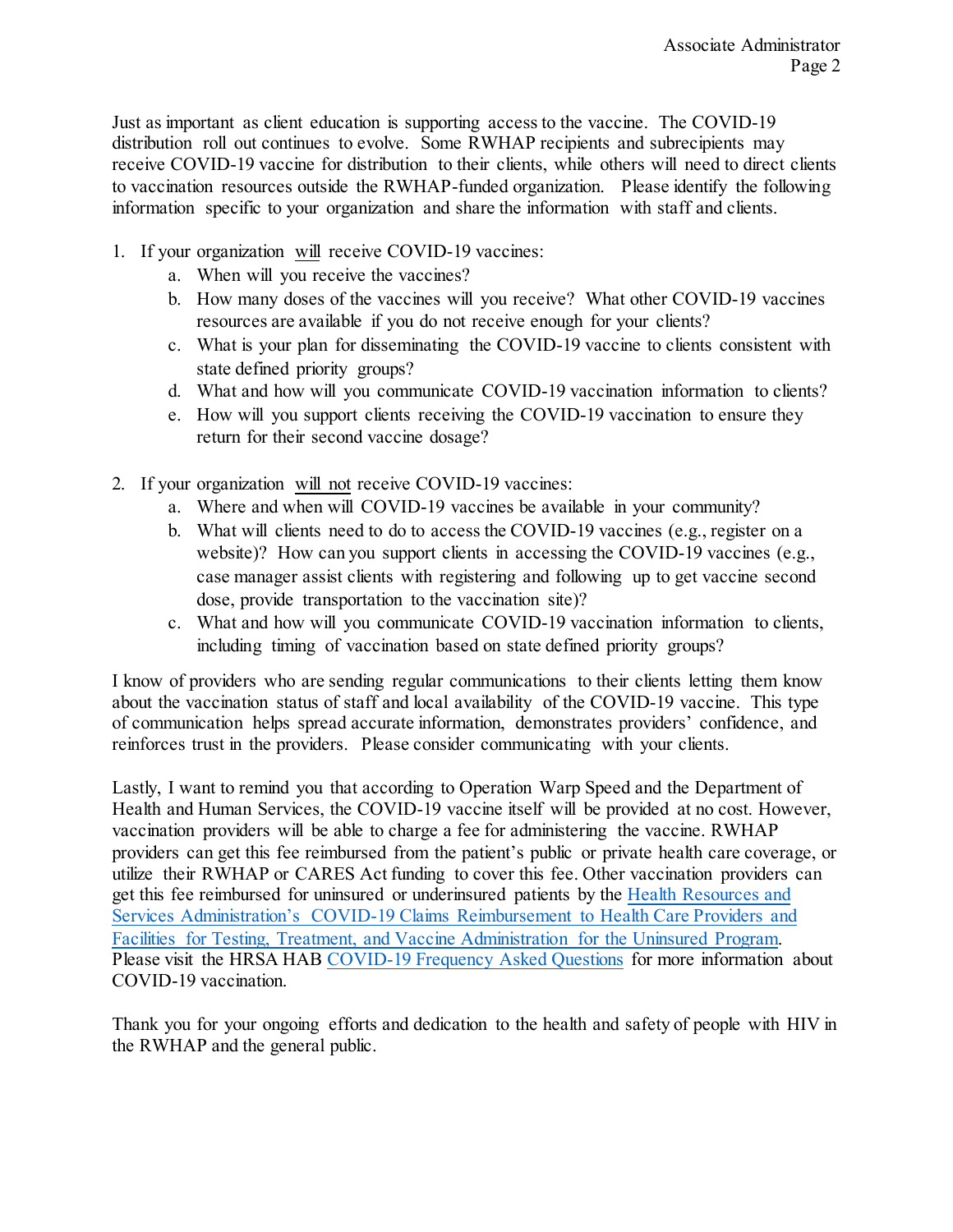Just as important as client education is supporting access to the vaccine. The COVID-19 distribution roll out continues to evolve. Some RWHAP recipients and subrecipients may receive COVID-19 vaccine for distribution to their clients, while others will need to direct clients to vaccination resources outside the RWHAP-funded organization. Please identify the following information specific to your organization and share the information with staff and clients.

1. If your organization <u>will</u> receive COVID-19 vaccines:
   a. When will you receive the vaccines?
   b. How many doses of the vaccines will you receive? What other COVID-19 vaccines resources are available if you do not receive enough for your clients?
   c. What is your plan for disseminating the COVID-19 vaccine to clients consistent with state defined priority groups?
   d. What and how will you communicate COVID-19 vaccination information to clients?
   e. How will you support clients receiving the COVID-19 vaccination to ensure they return for their second vaccine dosage?

2. If your organization <u>will not</u> receive COVID-19 vaccines:
   a. Where and when will COVID-19 vaccines be available in your community?
   b. What will clients need to do to access the COVID-19 vaccines (e.g., register on a website)? How can you support clients in accessing the COVID-19 vaccines (e.g., case manager assist clients with registering and following up to get vaccine second dose, provide transportation to the vaccination site)?
   c. What and how will you communicate COVID-19 vaccination information to clients, including timing of vaccination based on state defined priority groups?

I know of providers who are sending regular communications to their clients letting them know about the vaccination status of staff and local availability of the COVID-19 vaccine. This type of communication helps spread accurate information, demonstrates providers' confidence, and reinforces trust in the providers. Please consider communicating with your clients.

Lastly, I want to remind you that according to Operation Warp Speed and the Department of Health and Human Services, the COVID-19 vaccine itself will be provided at no cost. However, vaccination providers will be able to charge a fee for administering the vaccine. RWHAP providers can get this fee reimbursed from the patient's public or private health care coverage, or utilize their RWHAP or CARES Act funding to cover this fee. Other vaccination providers can get this fee reimbursed for uninsured or underinsured patients by the Health Resources and Services Administration's COVID-19 Claims Reimbursement to Health Care Providers and Facilities for Testing, Treatment, and Vaccine Administration for the Uninsured Program. Please visit the HRSA HAB COVID-19 Frequency Asked Questions for more information about COVID-19 vaccination.

Thank you for your ongoing efforts and dedication to the health and safety of people with HIV in the RWHAP and the general public.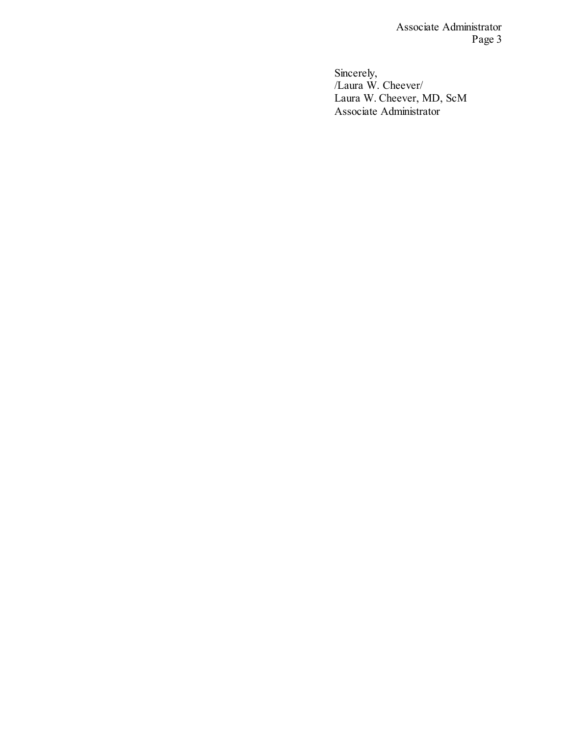Sincerely,
/Laura W. Cheever/
Laura W. Cheever, MD, ScM
Associate Administrator